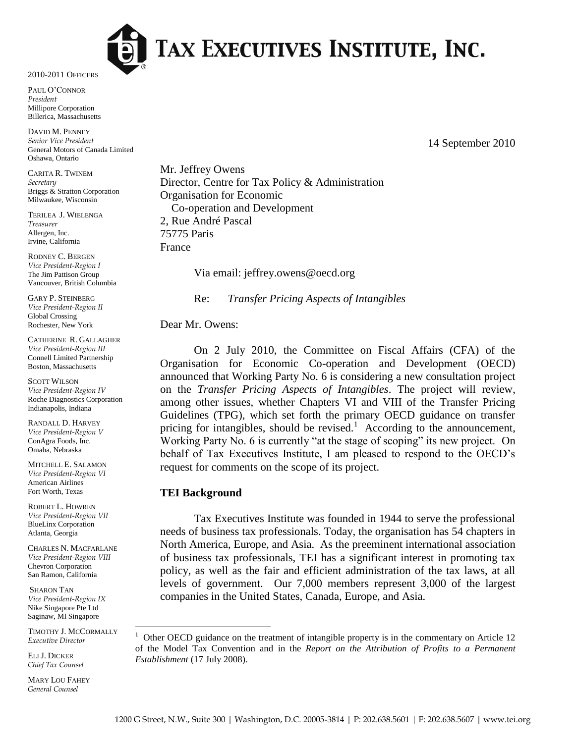# TAX EXECUTIVES INSTITUTE, INC.

2010-2011 OFFICERS

PAUL O'CONNOR
*President*
Millipore Corporation
Billerica, Massachusetts

DAVID M. PENNEY
*Senior Vice President*
General Motors of Canada Limited
Oshawa, Ontario

CARITA R. TWINEM
*Secretary*
Briggs & Stratton Corporation
Milwaukee, Wisconsin

TERILEA J. WIELENGA
*Treasurer*
Allergen, Inc.
Irvine, California

RODNEY C. BERGEN
*Vice President-Region I*
The Jim Pattison Group
Vancouver, British Columbia

GARY P. STEINBERG
*Vice President-Region II*
Global Crossing
Rochester, New York

CATHERINE R. GALLAGHER
*Vice President-Region III*
Connell Limited Partnership
Boston, Massachusetts

SCOTT WILSON
*Vice President-Region IV*
Roche Diagnostics Corporation
Indianapolis, Indiana

RANDALL D. HARVEY
*Vice President-Region V*
ConAgra Foods, Inc.
Omaha, Nebraska

MITCHELL E. SALAMON
*Vice President-Region VI*
American Airlines
Fort Worth, Texas

ROBERT L. HOWREN
*Vice President-Region VII*
BlueLinx Corporation
Atlanta, Georgia

CHARLES N. MACFARLANE
*Vice President-Region VIII*
Chevron Corporation
San Ramon, California

SHARON TAN
*Vice President-Region IX*
Nike Singapore Pte Ltd
Saginaw, MI Singapore

TIMOTHY J. MCCORMALLY
*Executive Director*

ELI J. DICKER
*Chief Tax Counsel*

MARY LOU FAHEY
*General Counsel*

14 September 2010

Mr. Jeffrey Owens
Director, Centre for Tax Policy & Administration
Organisation for Economic
Co-operation and Development
2, Rue André Pascal
75775 Paris
France

Via email: jeffrey.owens@oecd.org

Re: *Transfer Pricing Aspects of Intangibles*

Dear Mr. Owens:

On 2 July 2010, the Committee on Fiscal Affairs (CFA) of the Organisation for Economic Co-operation and Development (OECD) announced that Working Party No. 6 is considering a new consultation project on the *Transfer Pricing Aspects of Intangibles*. The project will review, among other issues, whether Chapters VI and VIII of the Transfer Pricing Guidelines (TPG), which set forth the primary OECD guidance on transfer pricing for intangibles, should be revised.[1] According to the announcement, Working Party No. 6 is currently "at the stage of scoping" its new project. On behalf of Tax Executives Institute, I am pleased to respond to the OECD's request for comments on the scope of its project.

**TEI Background**

Tax Executives Institute was founded in 1944 to serve the professional needs of business tax professionals. Today, the organisation has 54 chapters in North America, Europe, and Asia. As the preeminent international association of business tax professionals, TEI has a significant interest in promoting tax policy, as well as the fair and efficient administration of the tax laws, at all levels of government. Our 7,000 members represent 3,000 of the largest companies in the United States, Canada, Europe, and Asia.

[1] Other OECD guidance on the treatment of intangible property is in the commentary on Article 12 of the Model Tax Convention and in the *Report on the Attribution of Profits to a Permanent Establishment* (17 July 2008).

1200 G Street, N.W., Suite 300 | Washington, D.C. 20005-3814 | P: 202.638.5601 | F: 202.638.5607 | www.tei.org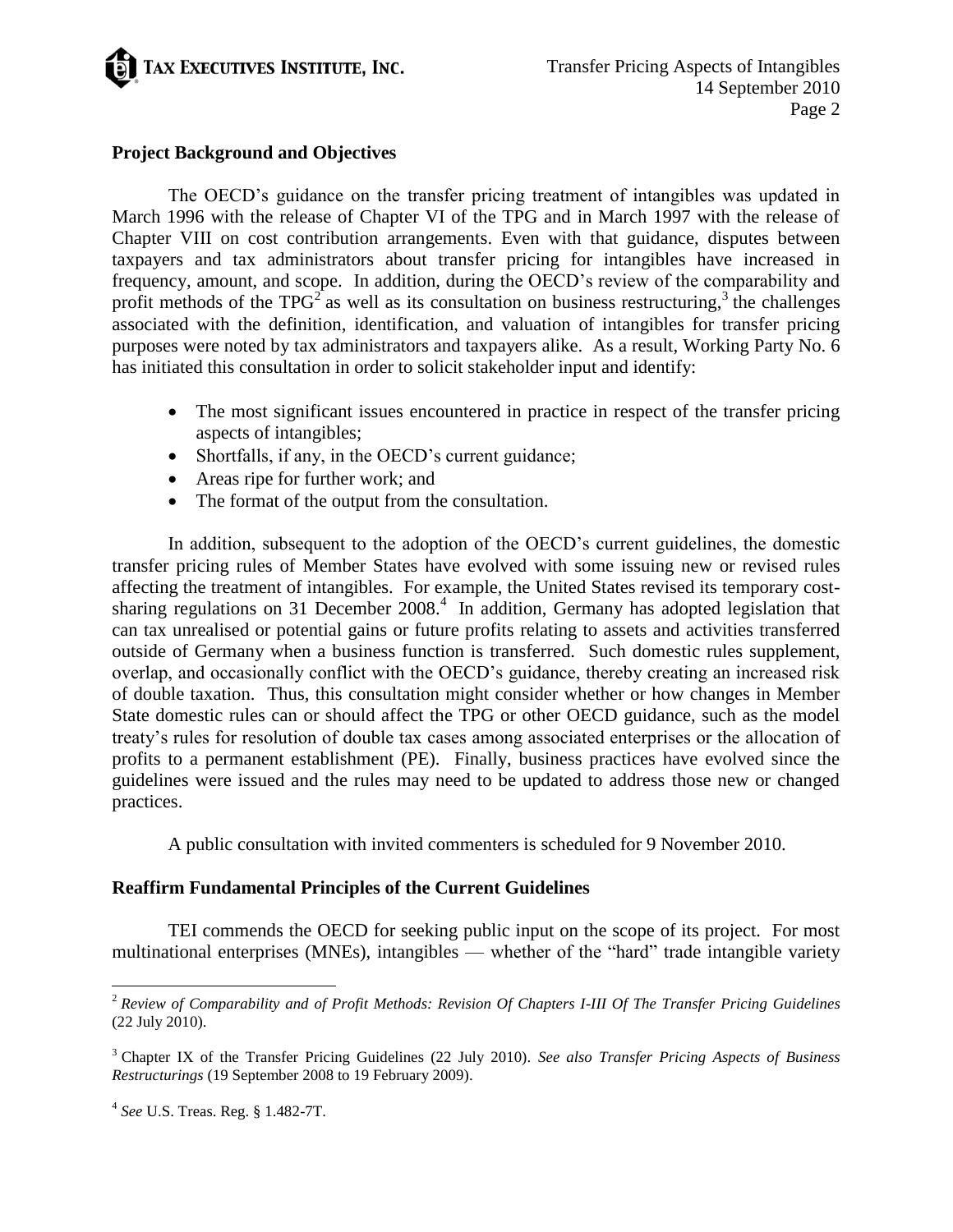## Project Background and Objectives

The OECD's guidance on the transfer pricing treatment of intangibles was updated in March 1996 with the release of Chapter VI of the TPG and in March 1997 with the release of Chapter VIII on cost contribution arrangements. Even with that guidance, disputes between taxpayers and tax administrators about transfer pricing for intangibles have increased in frequency, amount, and scope. In addition, during the OECD's review of the comparability and profit methods of the TPG[2] as well as its consultation on business restructuring,[3] the challenges associated with the definition, identification, and valuation of intangibles for transfer pricing purposes were noted by tax administrators and taxpayers alike. As a result, Working Party No. 6 has initiated this consultation in order to solicit stakeholder input and identify:

- The most significant issues encountered in practice in respect of the transfer pricing aspects of intangibles;
- Shortfalls, if any, in the OECD's current guidance;
- Areas ripe for further work; and
- The format of the output from the consultation.

In addition, subsequent to the adoption of the OECD's current guidelines, the domestic transfer pricing rules of Member States have evolved with some issuing new or revised rules affecting the treatment of intangibles. For example, the United States revised its temporary cost-sharing regulations on 31 December 2008.[4] In addition, Germany has adopted legislation that can tax unrealised or potential gains or future profits relating to assets and activities transferred outside of Germany when a business function is transferred. Such domestic rules supplement, overlap, and occasionally conflict with the OECD's guidance, thereby creating an increased risk of double taxation. Thus, this consultation might consider whether or how changes in Member State domestic rules can or should affect the TPG or other OECD guidance, such as the model treaty's rules for resolution of double tax cases among associated enterprises or the allocation of profits to a permanent establishment (PE). Finally, business practices have evolved since the guidelines were issued and the rules may need to be updated to address those new or changed practices.

A public consultation with invited commenters is scheduled for 9 November 2010.

## Reaffirm Fundamental Principles of the Current Guidelines

TEI commends the OECD for seeking public input on the scope of its project. For most multinational enterprises (MNEs), intangibles — whether of the "hard" trade intangible variety

---

[2] *Review of Comparability and of Profit Methods: Revision Of Chapters I-III Of The Transfer Pricing Guidelines* (22 July 2010).

[3] Chapter IX of the Transfer Pricing Guidelines (22 July 2010). *See also Transfer Pricing Aspects of Business Restructurings* (19 September 2008 to 19 February 2009).

[4] *See* U.S. Treas. Reg. § 1.482-7T.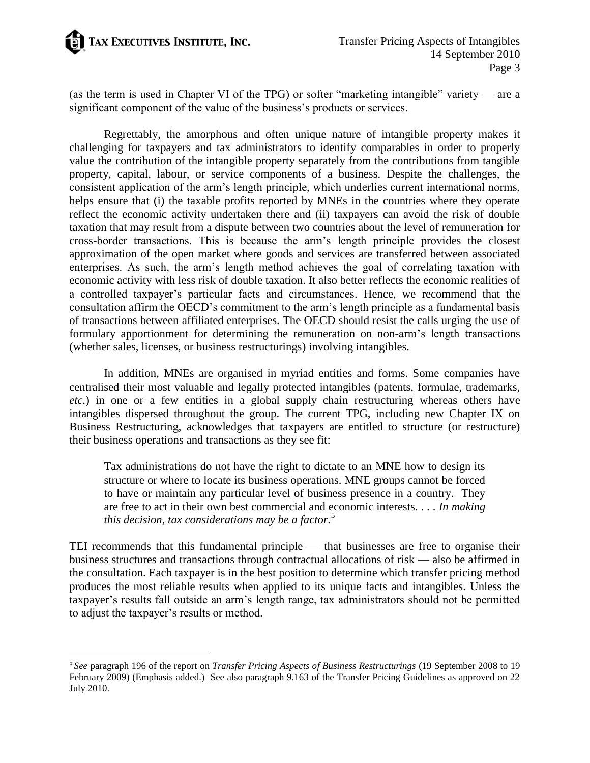(as the term is used in Chapter VI of the TPG) or softer "marketing intangible" variety — are a significant component of the value of the business's products or services.

Regrettably, the amorphous and often unique nature of intangible property makes it challenging for taxpayers and tax administrators to identify comparables in order to properly value the contribution of the intangible property separately from the contributions from tangible property, capital, labour, or service components of a business. Despite the challenges, the consistent application of the arm's length principle, which underlies current international norms, helps ensure that (i) the taxable profits reported by MNEs in the countries where they operate reflect the economic activity undertaken there and (ii) taxpayers can avoid the risk of double taxation that may result from a dispute between two countries about the level of remuneration for cross-border transactions. This is because the arm's length principle provides the closest approximation of the open market where goods and services are transferred between associated enterprises. As such, the arm's length method achieves the goal of correlating taxation with economic activity with less risk of double taxation. It also better reflects the economic realities of a controlled taxpayer's particular facts and circumstances. Hence, we recommend that the consultation affirm the OECD's commitment to the arm's length principle as a fundamental basis of transactions between affiliated enterprises. The OECD should resist the calls urging the use of formulary apportionment for determining the remuneration on non-arm's length transactions (whether sales, licenses, or business restructurings) involving intangibles.

In addition, MNEs are organised in myriad entities and forms. Some companies have centralised their most valuable and legally protected intangibles (patents, formulae, trademarks, *etc*.) in one or a few entities in a global supply chain restructuring whereas others have intangibles dispersed throughout the group. The current TPG, including new Chapter IX on Business Restructuring, acknowledges that taxpayers are entitled to structure (or restructure) their business operations and transactions as they see fit:

> Tax administrations do not have the right to dictate to an MNE how to design its structure or where to locate its business operations. MNE groups cannot be forced to have or maintain any particular level of business presence in a country. They are free to act in their own best commercial and economic interests. . . . *In making this decision, tax considerations may be a factor.*[5]

TEI recommends that this fundamental principle — that businesses are free to organise their business structures and transactions through contractual allocations of risk — also be affirmed in the consultation. Each taxpayer is in the best position to determine which transfer pricing method produces the most reliable results when applied to its unique facts and intangibles. Unless the taxpayer's results fall outside an arm's length range, tax administrators should not be permitted to adjust the taxpayer's results or method.

---

[5] *See* paragraph 196 of the report on *Transfer Pricing Aspects of Business Restructurings* (19 September 2008 to 19 February 2009) (Emphasis added.) See also paragraph 9.163 of the Transfer Pricing Guidelines as approved on 22 July 2010.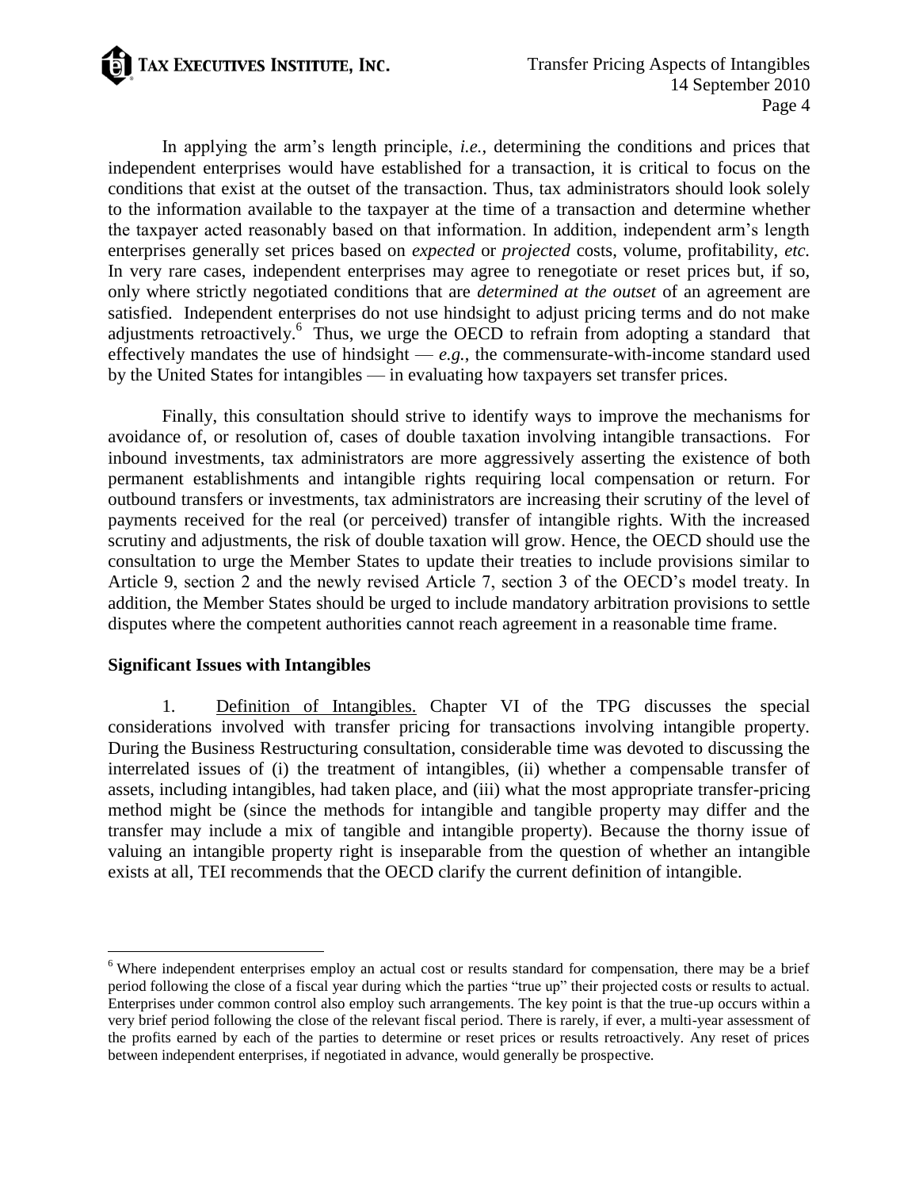In applying the arm's length principle, *i.e.*, determining the conditions and prices that independent enterprises would have established for a transaction, it is critical to focus on the conditions that exist at the outset of the transaction. Thus, tax administrators should look solely to the information available to the taxpayer at the time of a transaction and determine whether the taxpayer acted reasonably based on that information. In addition, independent arm's length enterprises generally set prices based on *expected* or *projected* costs, volume, profitability, *etc.* In very rare cases, independent enterprises may agree to renegotiate or reset prices but, if so, only where strictly negotiated conditions that are *determined at the outset* of an agreement are satisfied. Independent enterprises do not use hindsight to adjust pricing terms and do not make adjustments retroactively.[6] Thus, we urge the OECD to refrain from adopting a standard that effectively mandates the use of hindsight — *e.g.*, the commensurate-with-income standard used by the United States for intangibles — in evaluating how taxpayers set transfer prices.

Finally, this consultation should strive to identify ways to improve the mechanisms for avoidance of, or resolution of, cases of double taxation involving intangible transactions. For inbound investments, tax administrators are more aggressively asserting the existence of both permanent establishments and intangible rights requiring local compensation or return. For outbound transfers or investments, tax administrators are increasing their scrutiny of the level of payments received for the real (or perceived) transfer of intangible rights. With the increased scrutiny and adjustments, the risk of double taxation will grow. Hence, the OECD should use the consultation to urge the Member States to update their treaties to include provisions similar to Article 9, section 2 and the newly revised Article 7, section 3 of the OECD's model treaty. In addition, the Member States should be urged to include mandatory arbitration provisions to settle disputes where the competent authorities cannot reach agreement in a reasonable time frame.

**Significant Issues with Intangibles**

1. Definition of Intangibles. Chapter VI of the TPG discusses the special considerations involved with transfer pricing for transactions involving intangible property. During the Business Restructuring consultation, considerable time was devoted to discussing the interrelated issues of (i) the treatment of intangibles, (ii) whether a compensable transfer of assets, including intangibles, had taken place, and (iii) what the most appropriate transfer-pricing method might be (since the methods for intangible and tangible property may differ and the transfer may include a mix of tangible and intangible property). Because the thorny issue of valuing an intangible property right is inseparable from the question of whether an intangible exists at all, TEI recommends that the OECD clarify the current definition of intangible.

---

[6] Where independent enterprises employ an actual cost or results standard for compensation, there may be a brief period following the close of a fiscal year during which the parties "true up" their projected costs or results to actual. Enterprises under common control also employ such arrangements. The key point is that the true-up occurs within a very brief period following the close of the relevant fiscal period. There is rarely, if ever, a multi-year assessment of the profits earned by each of the parties to determine or reset prices or results retroactively. Any reset of prices between independent enterprises, if negotiated in advance, would generally be prospective.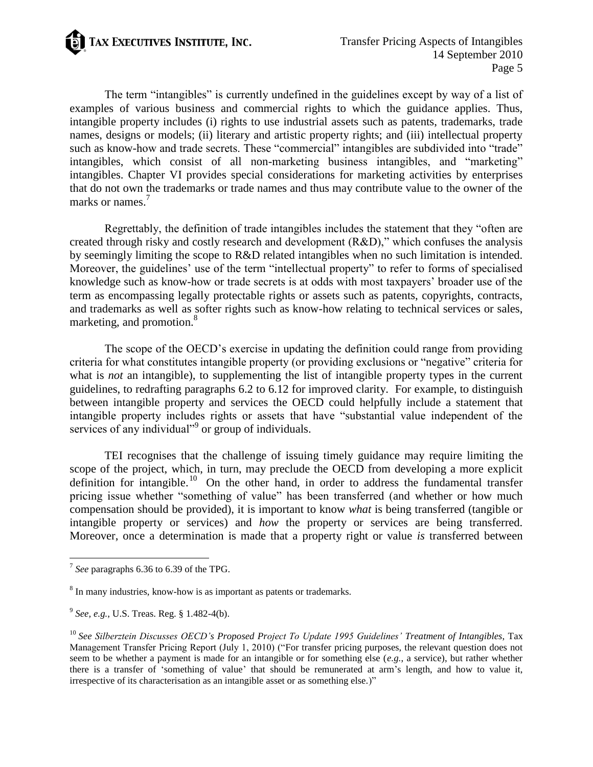The term "intangibles" is currently undefined in the guidelines except by way of a list of examples of various business and commercial rights to which the guidance applies. Thus, intangible property includes (i) rights to use industrial assets such as patents, trademarks, trade names, designs or models; (ii) literary and artistic property rights; and (iii) intellectual property such as know-how and trade secrets. These "commercial" intangibles are subdivided into "trade" intangibles, which consist of all non-marketing business intangibles, and "marketing" intangibles. Chapter VI provides special considerations for marketing activities by enterprises that do not own the trademarks or trade names and thus may contribute value to the owner of the marks or names.[7]

Regrettably, the definition of trade intangibles includes the statement that they "often are created through risky and costly research and development (R&D)," which confuses the analysis by seemingly limiting the scope to R&D related intangibles when no such limitation is intended. Moreover, the guidelines' use of the term "intellectual property" to refer to forms of specialised knowledge such as know-how or trade secrets is at odds with most taxpayers' broader use of the term as encompassing legally protectable rights or assets such as patents, copyrights, contracts, and trademarks as well as softer rights such as know-how relating to technical services or sales, marketing, and promotion.[8]

The scope of the OECD's exercise in updating the definition could range from providing criteria for what constitutes intangible property (or providing exclusions or "negative" criteria for what is *not* an intangible), to supplementing the list of intangible property types in the current guidelines, to redrafting paragraphs 6.2 to 6.12 for improved clarity. For example, to distinguish between intangible property and services the OECD could helpfully include a statement that intangible property includes rights or assets that have "substantial value independent of the services of any individual"[9] or group of individuals.

TEI recognises that the challenge of issuing timely guidance may require limiting the scope of the project, which, in turn, may preclude the OECD from developing a more explicit definition for intangible.[10] On the other hand, in order to address the fundamental transfer pricing issue whether "something of value" has been transferred (and whether or how much compensation should be provided), it is important to know *what* is being transferred (tangible or intangible property or services) and *how* the property or services are being transferred. Moreover, once a determination is made that a property right or value *is* transferred between

---

[7] *See* paragraphs 6.36 to 6.39 of the TPG.

[8] In many industries, know-how is as important as patents or trademarks.

[9] *See, e.g.*, U.S. Treas. Reg. § 1.482-4(b).

[10] *See Silberztein Discusses OECD's Proposed Project To Update 1995 Guidelines' Treatment of Intangibles*, Tax Management Transfer Pricing Report (July 1, 2010) ("For transfer pricing purposes, the relevant question does not seem to be whether a payment is made for an intangible or for something else (*e.g.*, a service), but rather whether there is a transfer of 'something of value' that should be remunerated at arm's length, and how to value it, irrespective of its characterisation as an intangible asset or as something else.)"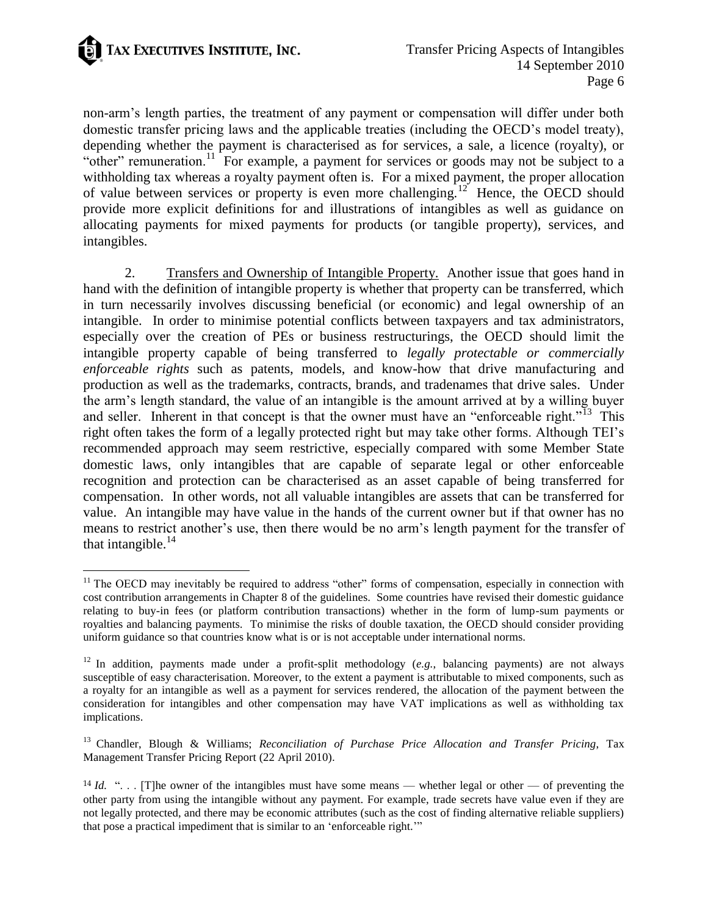non-arm's length parties, the treatment of any payment or compensation will differ under both domestic transfer pricing laws and the applicable treaties (including the OECD's model treaty), depending whether the payment is characterised as for services, a sale, a licence (royalty), or "other" remuneration.[11] For example, a payment for services or goods may not be subject to a withholding tax whereas a royalty payment often is. For a mixed payment, the proper allocation of value between services or property is even more challenging.[12] Hence, the OECD should provide more explicit definitions for and illustrations of intangibles as well as guidance on allocating payments for mixed payments for products (or tangible property), services, and intangibles.

2. Transfers and Ownership of Intangible Property. Another issue that goes hand in hand with the definition of intangible property is whether that property can be transferred, which in turn necessarily involves discussing beneficial (or economic) and legal ownership of an intangible. In order to minimise potential conflicts between taxpayers and tax administrators, especially over the creation of PEs or business restructurings, the OECD should limit the intangible property capable of being transferred to *legally protectable or commercially enforceable rights* such as patents, models, and know-how that drive manufacturing and production as well as the trademarks, contracts, brands, and tradenames that drive sales. Under the arm's length standard, the value of an intangible is the amount arrived at by a willing buyer and seller. Inherent in that concept is that the owner must have an "enforceable right."[13] This right often takes the form of a legally protected right but may take other forms. Although TEI's recommended approach may seem restrictive, especially compared with some Member State domestic laws, only intangibles that are capable of separate legal or other enforceable recognition and protection can be characterised as an asset capable of being transferred for compensation. In other words, not all valuable intangibles are assets that can be transferred for value. An intangible may have value in the hands of the current owner but if that owner has no means to restrict another's use, then there would be no arm's length payment for the transfer of that intangible.[14]

---

[11] The OECD may inevitably be required to address "other" forms of compensation, especially in connection with cost contribution arrangements in Chapter 8 of the guidelines. Some countries have revised their domestic guidance relating to buy-in fees (or platform contribution transactions) whether in the form of lump-sum payments or royalties and balancing payments. To minimise the risks of double taxation, the OECD should consider providing uniform guidance so that countries know what is or is not acceptable under international norms.

[12] In addition, payments made under a profit-split methodology (*e.g.*, balancing payments) are not always susceptible of easy characterisation. Moreover, to the extent a payment is attributable to mixed components, such as a royalty for an intangible as well as a payment for services rendered, the allocation of the payment between the consideration for intangibles and other compensation may have VAT implications as well as withholding tax implications.

[13] Chandler, Blough & Williams; *Reconciliation of Purchase Price Allocation and Transfer Pricing*, Tax Management Transfer Pricing Report (22 April 2010).

[14] *Id.* ". . . [T]he owner of the intangibles must have some means — whether legal or other — of preventing the other party from using the intangible without any payment. For example, trade secrets have value even if they are not legally protected, and there may be economic attributes (such as the cost of finding alternative reliable suppliers) that pose a practical impediment that is similar to an 'enforceable right.'"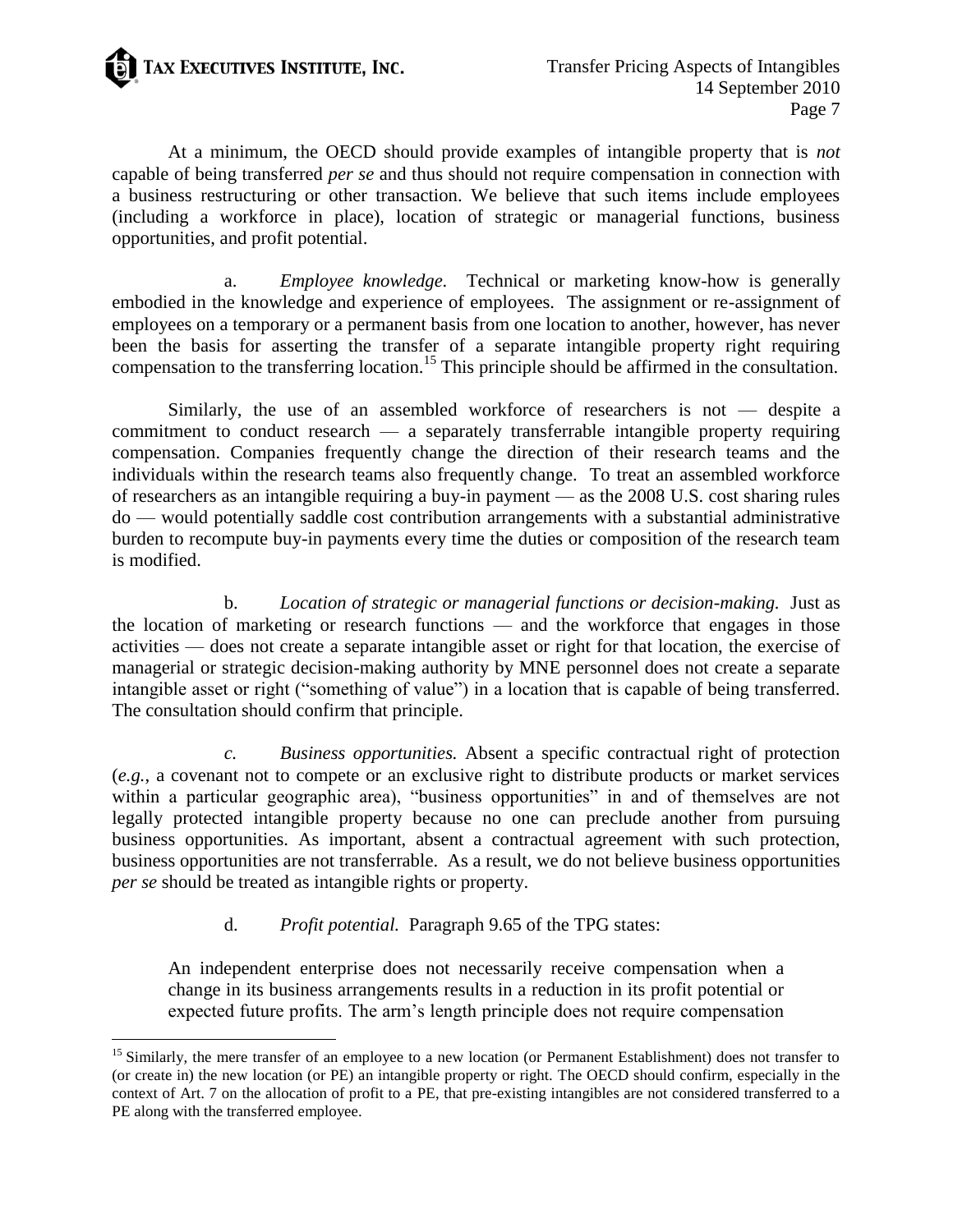At a minimum, the OECD should provide examples of intangible property that is *not* capable of being transferred *per se* and thus should not require compensation in connection with a business restructuring or other transaction. We believe that such items include employees (including a workforce in place), location of strategic or managerial functions, business opportunities, and profit potential.

a. *Employee knowledge.* Technical or marketing know-how is generally embodied in the knowledge and experience of employees. The assignment or re-assignment of employees on a temporary or a permanent basis from one location to another, however, has never been the basis for asserting the transfer of a separate intangible property right requiring compensation to the transferring location.[15] This principle should be affirmed in the consultation.

Similarly, the use of an assembled workforce of researchers is not — despite a commitment to conduct research — a separately transferrable intangible property requiring compensation. Companies frequently change the direction of their research teams and the individuals within the research teams also frequently change. To treat an assembled workforce of researchers as an intangible requiring a buy-in payment — as the 2008 U.S. cost sharing rules do — would potentially saddle cost contribution arrangements with a substantial administrative burden to recompute buy-in payments every time the duties or composition of the research team is modified.

b. *Location of strategic or managerial functions or decision-making.* Just as the location of marketing or research functions — and the workforce that engages in those activities — does not create a separate intangible asset or right for that location, the exercise of managerial or strategic decision-making authority by MNE personnel does not create a separate intangible asset or right ("something of value") in a location that is capable of being transferred. The consultation should confirm that principle.

*c. Business opportunities.* Absent a specific contractual right of protection (*e.g.*, a covenant not to compete or an exclusive right to distribute products or market services within a particular geographic area), "business opportunities" in and of themselves are not legally protected intangible property because no one can preclude another from pursuing business opportunities. As important, absent a contractual agreement with such protection, business opportunities are not transferrable. As a result, we do not believe business opportunities *per se* should be treated as intangible rights or property.

d. *Profit potential.* Paragraph 9.65 of the TPG states:

> An independent enterprise does not necessarily receive compensation when a change in its business arrangements results in a reduction in its profit potential or expected future profits. The arm's length principle does not require compensation

---

[15] Similarly, the mere transfer of an employee to a new location (or Permanent Establishment) does not transfer to (or create in) the new location (or PE) an intangible property or right. The OECD should confirm, especially in the context of Art. 7 on the allocation of profit to a PE, that pre-existing intangibles are not considered transferred to a PE along with the transferred employee.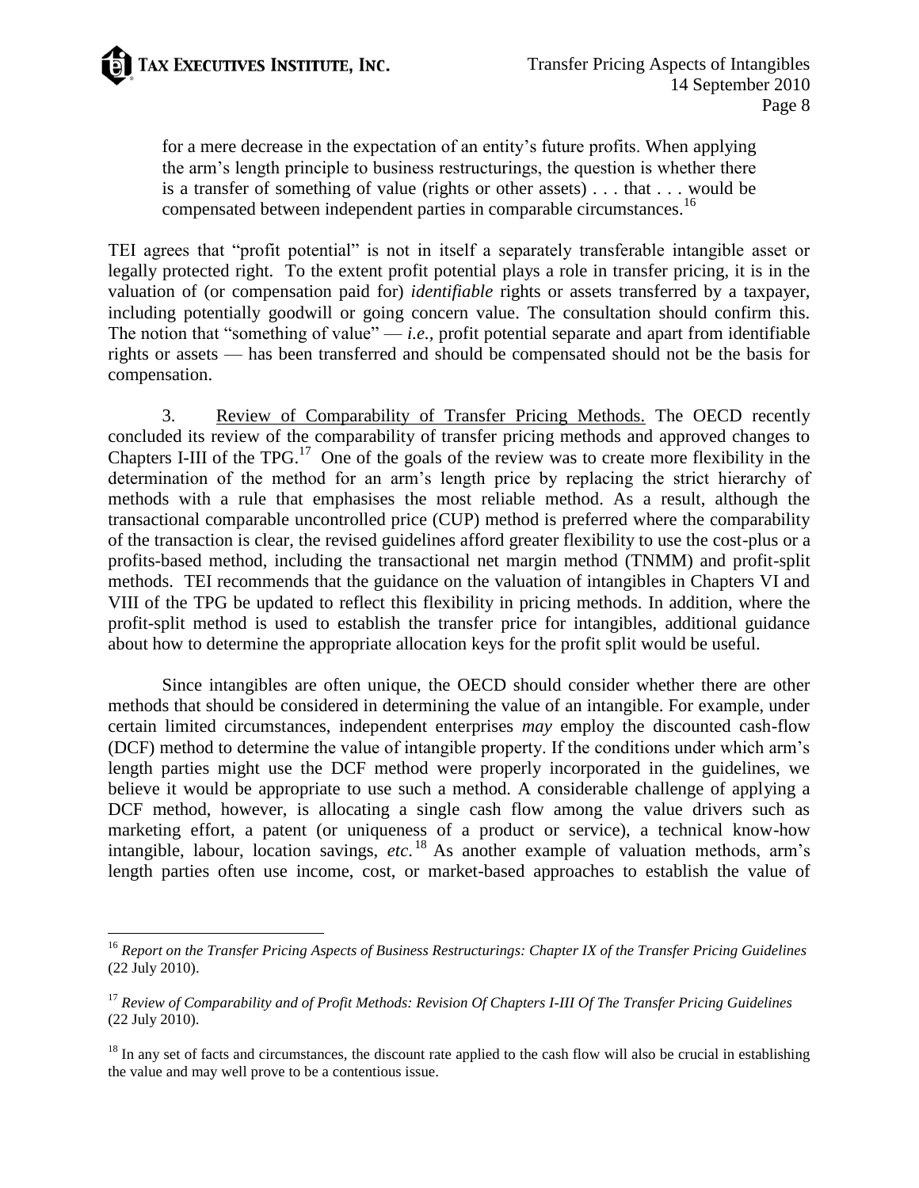for a mere decrease in the expectation of an entity's future profits. When applying the arm's length principle to business restructurings, the question is whether there is a transfer of something of value (rights or other assets) . . . that . . . would be compensated between independent parties in comparable circumstances.[16]

TEI agrees that "profit potential" is not in itself a separately transferable intangible asset or legally protected right. To the extent profit potential plays a role in transfer pricing, it is in the valuation of (or compensation paid for) *identifiable* rights or assets transferred by a taxpayer, including potentially goodwill or going concern value. The consultation should confirm this. The notion that "something of value" — *i.e.*, profit potential separate and apart from identifiable rights or assets — has been transferred and should be compensated should not be the basis for compensation.

3. Review of Comparability of Transfer Pricing Methods. The OECD recently concluded its review of the comparability of transfer pricing methods and approved changes to Chapters I-III of the TPG.[17] One of the goals of the review was to create more flexibility in the determination of the method for an arm's length price by replacing the strict hierarchy of methods with a rule that emphasises the most reliable method. As a result, although the transactional comparable uncontrolled price (CUP) method is preferred where the comparability of the transaction is clear, the revised guidelines afford greater flexibility to use the cost-plus or a profits-based method, including the transactional net margin method (TNMM) and profit-split methods. TEI recommends that the guidance on the valuation of intangibles in Chapters VI and VIII of the TPG be updated to reflect this flexibility in pricing methods. In addition, where the profit-split method is used to establish the transfer price for intangibles, additional guidance about how to determine the appropriate allocation keys for the profit split would be useful.

Since intangibles are often unique, the OECD should consider whether there are other methods that should be considered in determining the value of an intangible. For example, under certain limited circumstances, independent enterprises *may* employ the discounted cash-flow (DCF) method to determine the value of intangible property. If the conditions under which arm's length parties might use the DCF method were properly incorporated in the guidelines, we believe it would be appropriate to use such a method. A considerable challenge of applying a DCF method, however, is allocating a single cash flow among the value drivers such as marketing effort, a patent (or uniqueness of a product or service), a technical know-how intangible, labour, location savings, *etc*.[18] As another example of valuation methods, arm's length parties often use income, cost, or market-based approaches to establish the value of

---

[16] *Report on the Transfer Pricing Aspects of Business Restructurings: Chapter IX of the Transfer Pricing Guidelines* (22 July 2010).

[17] *Review of Comparability and of Profit Methods: Revision Of Chapters I-III Of The Transfer Pricing Guidelines* (22 July 2010).

[18] In any set of facts and circumstances, the discount rate applied to the cash flow will also be crucial in establishing the value and may well prove to be a contentious issue.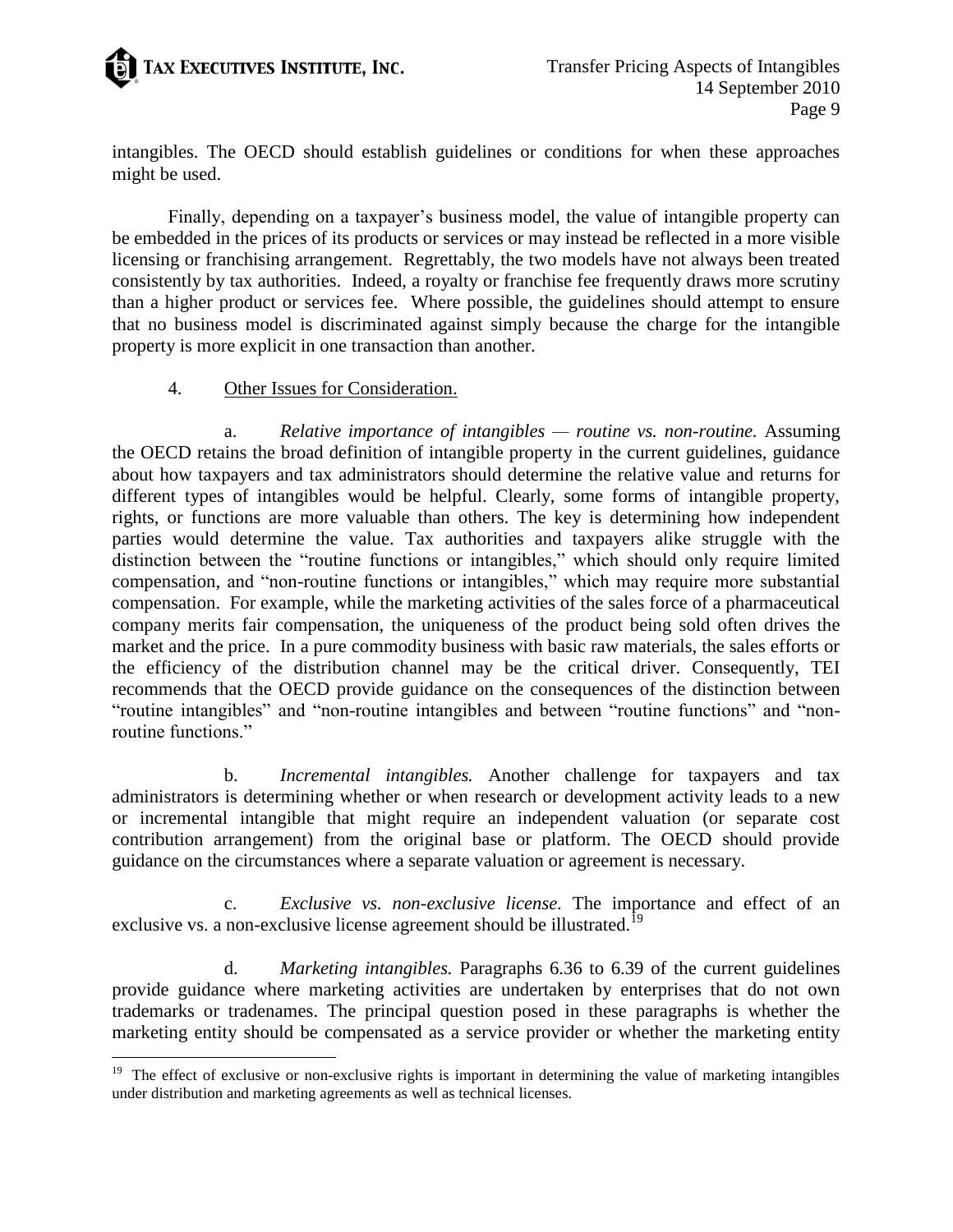intangibles. The OECD should establish guidelines or conditions for when these approaches might be used.

Finally, depending on a taxpayer's business model, the value of intangible property can be embedded in the prices of its products or services or may instead be reflected in a more visible licensing or franchising arrangement. Regrettably, the two models have not always been treated consistently by tax authorities. Indeed, a royalty or franchise fee frequently draws more scrutiny than a higher product or services fee. Where possible, the guidelines should attempt to ensure that no business model is discriminated against simply because the charge for the intangible property is more explicit in one transaction than another.

4. Other Issues for Consideration.

a. *Relative importance of intangibles — routine vs. non-routine.* Assuming the OECD retains the broad definition of intangible property in the current guidelines, guidance about how taxpayers and tax administrators should determine the relative value and returns for different types of intangibles would be helpful. Clearly, some forms of intangible property, rights, or functions are more valuable than others. The key is determining how independent parties would determine the value. Tax authorities and taxpayers alike struggle with the distinction between the "routine functions or intangibles," which should only require limited compensation, and "non-routine functions or intangibles," which may require more substantial compensation. For example, while the marketing activities of the sales force of a pharmaceutical company merits fair compensation, the uniqueness of the product being sold often drives the market and the price. In a pure commodity business with basic raw materials, the sales efforts or the efficiency of the distribution channel may be the critical driver. Consequently, TEI recommends that the OECD provide guidance on the consequences of the distinction between "routine intangibles" and "non-routine intangibles and between "routine functions" and "non-routine functions."

b. *Incremental intangibles.* Another challenge for taxpayers and tax administrators is determining whether or when research or development activity leads to a new or incremental intangible that might require an independent valuation (or separate cost contribution arrangement) from the original base or platform. The OECD should provide guidance on the circumstances where a separate valuation or agreement is necessary.

c. *Exclusive vs. non-exclusive license.* The importance and effect of an exclusive vs. a non-exclusive license agreement should be illustrated.[19]

d. *Marketing intangibles.* Paragraphs 6.36 to 6.39 of the current guidelines provide guidance where marketing activities are undertaken by enterprises that do not own trademarks or tradenames. The principal question posed in these paragraphs is whether the marketing entity should be compensated as a service provider or whether the marketing entity

---

[19] The effect of exclusive or non-exclusive rights is important in determining the value of marketing intangibles under distribution and marketing agreements as well as technical licenses.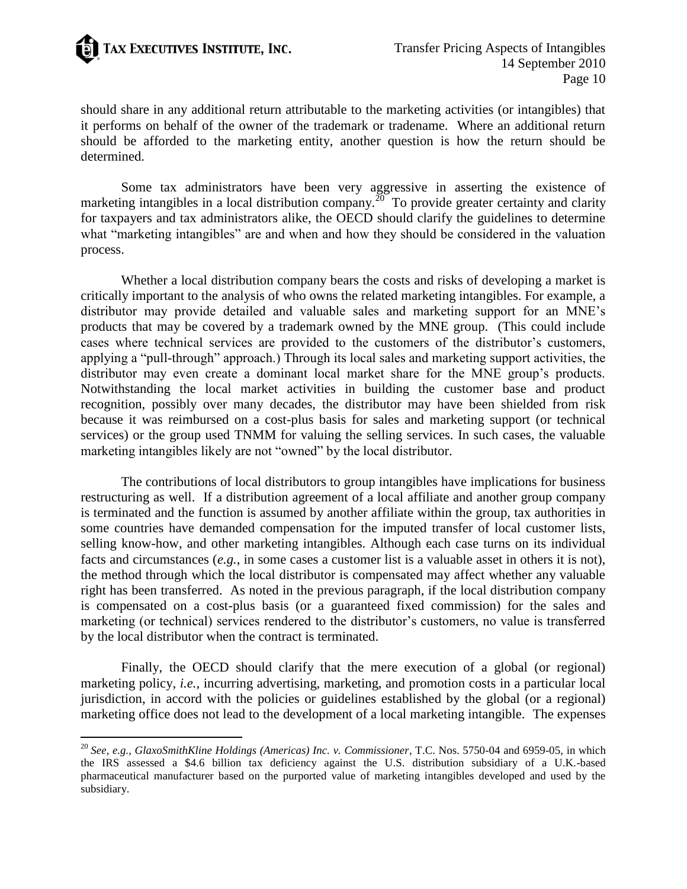should share in any additional return attributable to the marketing activities (or intangibles) that it performs on behalf of the owner of the trademark or tradename. Where an additional return should be afforded to the marketing entity, another question is how the return should be determined.

Some tax administrators have been very aggressive in asserting the existence of marketing intangibles in a local distribution company.[20] To provide greater certainty and clarity for taxpayers and tax administrators alike, the OECD should clarify the guidelines to determine what "marketing intangibles" are and when and how they should be considered in the valuation process.

Whether a local distribution company bears the costs and risks of developing a market is critically important to the analysis of who owns the related marketing intangibles. For example, a distributor may provide detailed and valuable sales and marketing support for an MNE's products that may be covered by a trademark owned by the MNE group. (This could include cases where technical services are provided to the customers of the distributor's customers, applying a "pull-through" approach.) Through its local sales and marketing support activities, the distributor may even create a dominant local market share for the MNE group's products. Notwithstanding the local market activities in building the customer base and product recognition, possibly over many decades, the distributor may have been shielded from risk because it was reimbursed on a cost-plus basis for sales and marketing support (or technical services) or the group used TNMM for valuing the selling services. In such cases, the valuable marketing intangibles likely are not "owned" by the local distributor.

The contributions of local distributors to group intangibles have implications for business restructuring as well. If a distribution agreement of a local affiliate and another group company is terminated and the function is assumed by another affiliate within the group, tax authorities in some countries have demanded compensation for the imputed transfer of local customer lists, selling know-how, and other marketing intangibles. Although each case turns on its individual facts and circumstances (*e.g.*, in some cases a customer list is a valuable asset in others it is not), the method through which the local distributor is compensated may affect whether any valuable right has been transferred. As noted in the previous paragraph, if the local distribution company is compensated on a cost-plus basis (or a guaranteed fixed commission) for the sales and marketing (or technical) services rendered to the distributor's customers, no value is transferred by the local distributor when the contract is terminated.

Finally, the OECD should clarify that the mere execution of a global (or regional) marketing policy, *i.e.*, incurring advertising, marketing, and promotion costs in a particular local jurisdiction, in accord with the policies or guidelines established by the global (or a regional) marketing office does not lead to the development of a local marketing intangible. The expenses

---

[20] *See, e.g., GlaxoSmithKline Holdings (Americas) Inc. v. Commissioner*, T.C. Nos. 5750-04 and 6959-05, in which the IRS assessed a $4.6 billion tax deficiency against the U.S. distribution subsidiary of a U.K.-based pharmaceutical manufacturer based on the purported value of marketing intangibles developed and used by the subsidiary.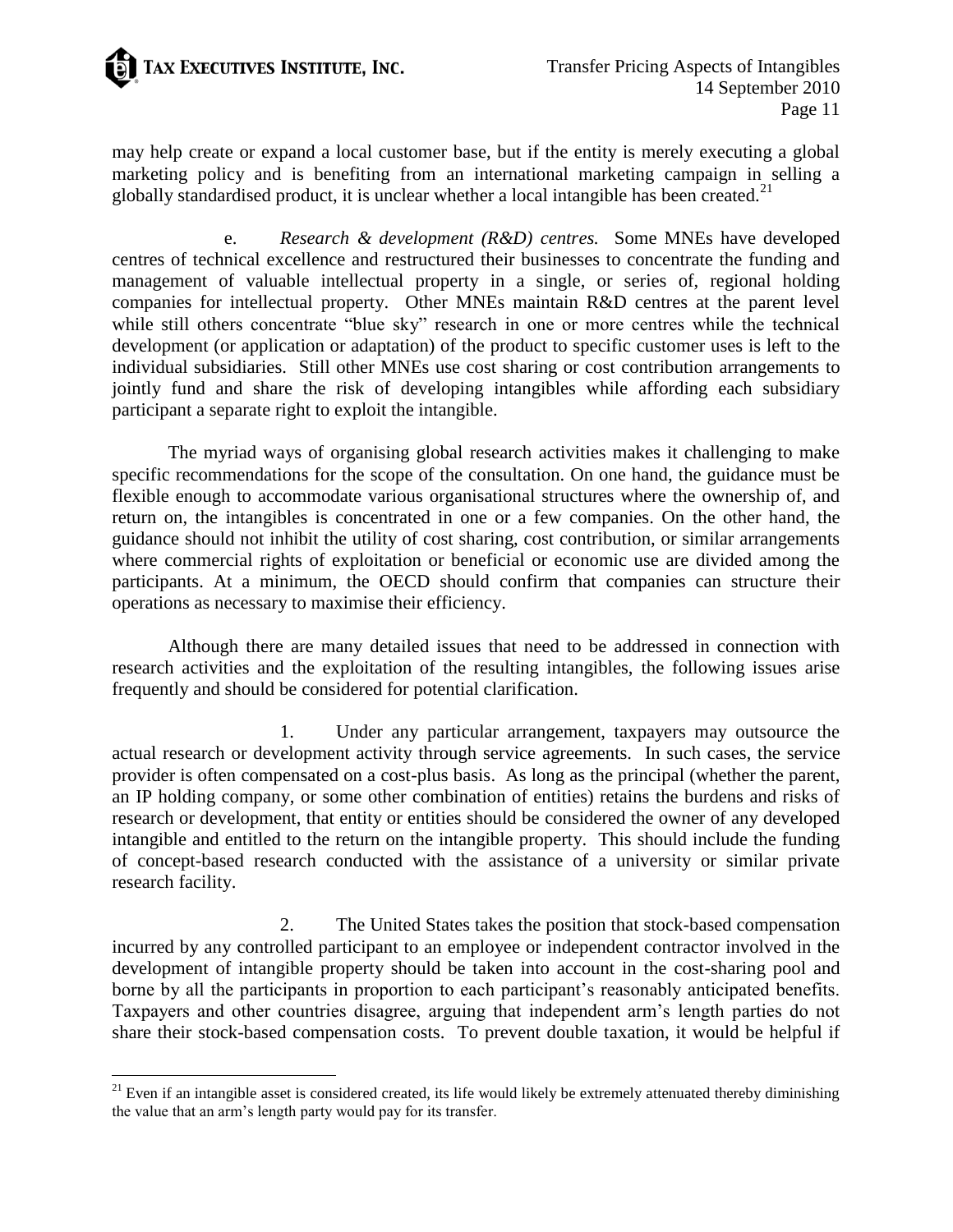may help create or expand a local customer base, but if the entity is merely executing a global marketing policy and is benefiting from an international marketing campaign in selling a globally standardised product, it is unclear whether a local intangible has been created.[21]

e. *Research & development (R&D) centres.* Some MNEs have developed centres of technical excellence and restructured their businesses to concentrate the funding and management of valuable intellectual property in a single, or series of, regional holding companies for intellectual property. Other MNEs maintain R&D centres at the parent level while still others concentrate "blue sky" research in one or more centres while the technical development (or application or adaptation) of the product to specific customer uses is left to the individual subsidiaries. Still other MNEs use cost sharing or cost contribution arrangements to jointly fund and share the risk of developing intangibles while affording each subsidiary participant a separate right to exploit the intangible.

The myriad ways of organising global research activities makes it challenging to make specific recommendations for the scope of the consultation. On one hand, the guidance must be flexible enough to accommodate various organisational structures where the ownership of, and return on, the intangibles is concentrated in one or a few companies. On the other hand, the guidance should not inhibit the utility of cost sharing, cost contribution, or similar arrangements where commercial rights of exploitation or beneficial or economic use are divided among the participants. At a minimum, the OECD should confirm that companies can structure their operations as necessary to maximise their efficiency.

Although there are many detailed issues that need to be addressed in connection with research activities and the exploitation of the resulting intangibles, the following issues arise frequently and should be considered for potential clarification.

1. Under any particular arrangement, taxpayers may outsource the actual research or development activity through service agreements. In such cases, the service provider is often compensated on a cost-plus basis. As long as the principal (whether the parent, an IP holding company, or some other combination of entities) retains the burdens and risks of research or development, that entity or entities should be considered the owner of any developed intangible and entitled to the return on the intangible property. This should include the funding of concept-based research conducted with the assistance of a university or similar private research facility.

2. The United States takes the position that stock-based compensation incurred by any controlled participant to an employee or independent contractor involved in the development of intangible property should be taken into account in the cost-sharing pool and borne by all the participants in proportion to each participant's reasonably anticipated benefits. Taxpayers and other countries disagree, arguing that independent arm's length parties do not share their stock-based compensation costs. To prevent double taxation, it would be helpful if

[21] Even if an intangible asset is considered created, its life would likely be extremely attenuated thereby diminishing the value that an arm's length party would pay for its transfer.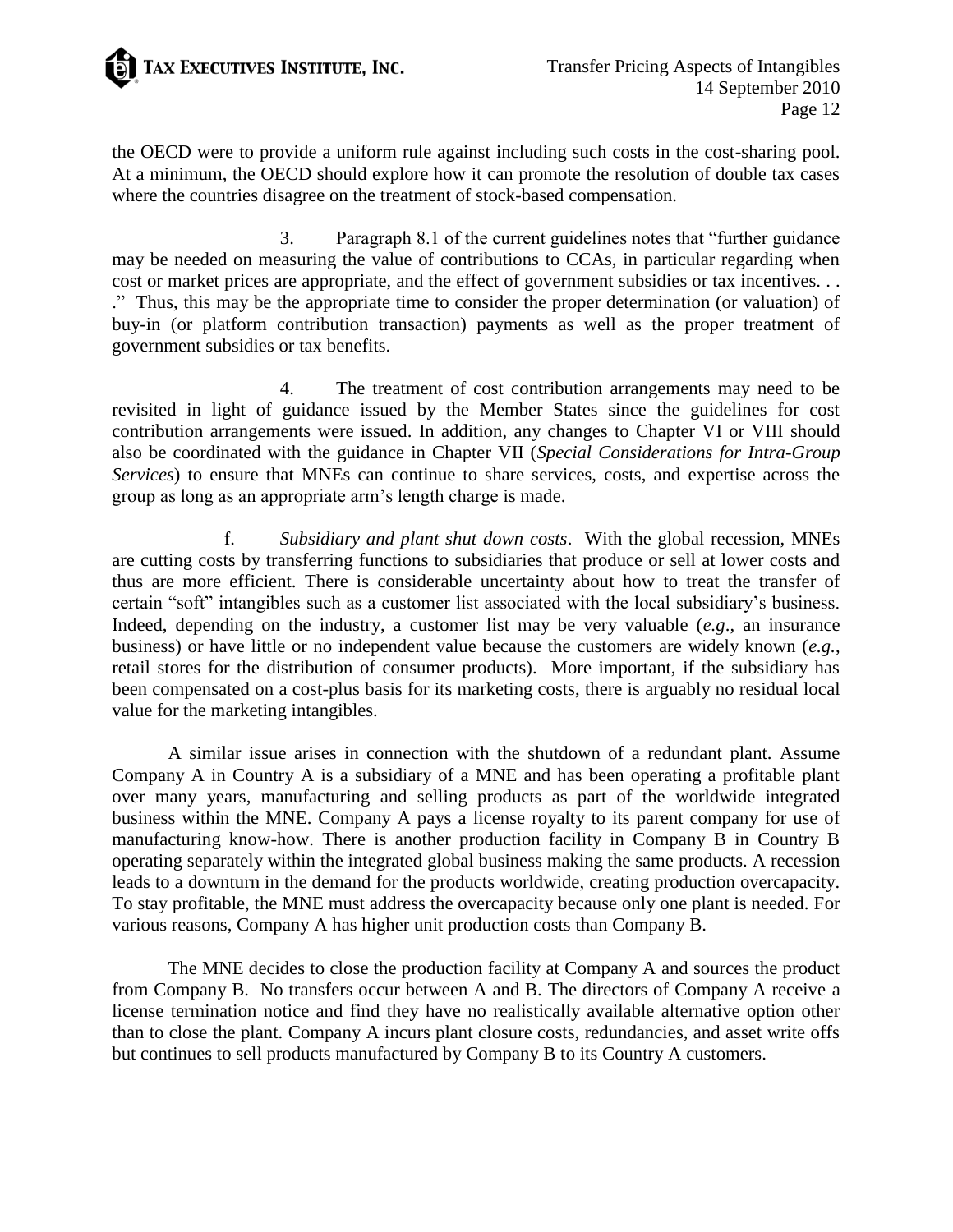the OECD were to provide a uniform rule against including such costs in the cost-sharing pool. At a minimum, the OECD should explore how it can promote the resolution of double tax cases where the countries disagree on the treatment of stock-based compensation.

3. Paragraph 8.1 of the current guidelines notes that "further guidance may be needed on measuring the value of contributions to CCAs, in particular regarding when cost or market prices are appropriate, and the effect of government subsidies or tax incentives. . . ." Thus, this may be the appropriate time to consider the proper determination (or valuation) of buy-in (or platform contribution transaction) payments as well as the proper treatment of government subsidies or tax benefits.

4. The treatment of cost contribution arrangements may need to be revisited in light of guidance issued by the Member States since the guidelines for cost contribution arrangements were issued. In addition, any changes to Chapter VI or VIII should also be coordinated with the guidance in Chapter VII (*Special Considerations for Intra-Group Services*) to ensure that MNEs can continue to share services, costs, and expertise across the group as long as an appropriate arm's length charge is made.

f. *Subsidiary and plant shut down costs*. With the global recession, MNEs are cutting costs by transferring functions to subsidiaries that produce or sell at lower costs and thus are more efficient. There is considerable uncertainty about how to treat the transfer of certain "soft" intangibles such as a customer list associated with the local subsidiary's business. Indeed, depending on the industry, a customer list may be very valuable (*e.g*., an insurance business) or have little or no independent value because the customers are widely known (*e.g.*, retail stores for the distribution of consumer products). More important, if the subsidiary has been compensated on a cost-plus basis for its marketing costs, there is arguably no residual local value for the marketing intangibles.

A similar issue arises in connection with the shutdown of a redundant plant. Assume Company A in Country A is a subsidiary of a MNE and has been operating a profitable plant over many years, manufacturing and selling products as part of the worldwide integrated business within the MNE. Company A pays a license royalty to its parent company for use of manufacturing know-how. There is another production facility in Company B in Country B operating separately within the integrated global business making the same products. A recession leads to a downturn in the demand for the products worldwide, creating production overcapacity. To stay profitable, the MNE must address the overcapacity because only one plant is needed. For various reasons, Company A has higher unit production costs than Company B.

The MNE decides to close the production facility at Company A and sources the product from Company B. No transfers occur between A and B. The directors of Company A receive a license termination notice and find they have no realistically available alternative option other than to close the plant. Company A incurs plant closure costs, redundancies, and asset write offs but continues to sell products manufactured by Company B to its Country A customers.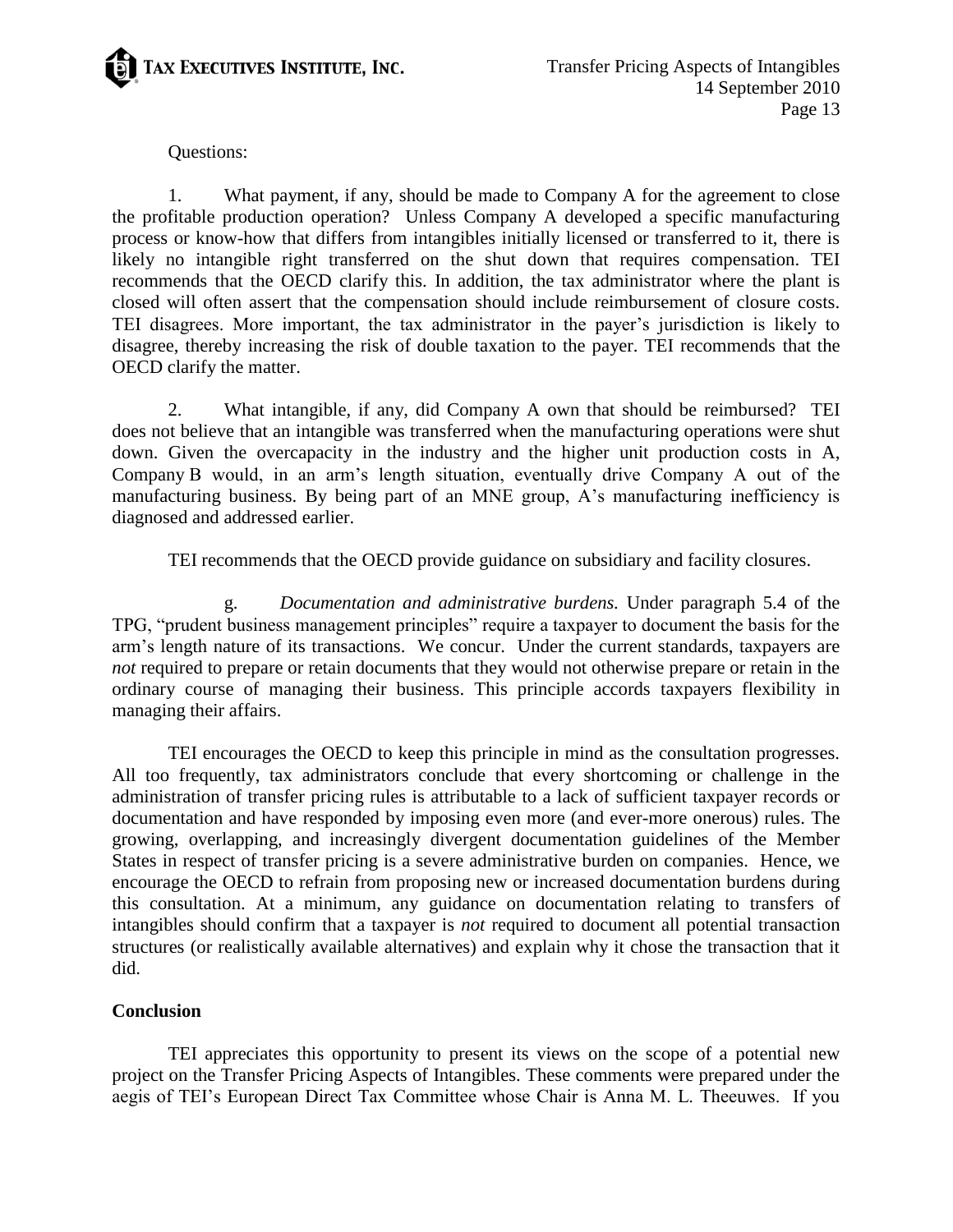Questions:

1. What payment, if any, should be made to Company A for the agreement to close the profitable production operation? Unless Company A developed a specific manufacturing process or know-how that differs from intangibles initially licensed or transferred to it, there is likely no intangible right transferred on the shut down that requires compensation. TEI recommends that the OECD clarify this. In addition, the tax administrator where the plant is closed will often assert that the compensation should include reimbursement of closure costs. TEI disagrees. More important, the tax administrator in the payer's jurisdiction is likely to disagree, thereby increasing the risk of double taxation to the payer. TEI recommends that the OECD clarify the matter.

2. What intangible, if any, did Company A own that should be reimbursed? TEI does not believe that an intangible was transferred when the manufacturing operations were shut down. Given the overcapacity in the industry and the higher unit production costs in A, Company B would, in an arm's length situation, eventually drive Company A out of the manufacturing business. By being part of an MNE group, A's manufacturing inefficiency is diagnosed and addressed earlier.

TEI recommends that the OECD provide guidance on subsidiary and facility closures.

g. *Documentation and administrative burdens.* Under paragraph 5.4 of the TPG, "prudent business management principles" require a taxpayer to document the basis for the arm's length nature of its transactions. We concur. Under the current standards, taxpayers are *not* required to prepare or retain documents that they would not otherwise prepare or retain in the ordinary course of managing their business. This principle accords taxpayers flexibility in managing their affairs.

TEI encourages the OECD to keep this principle in mind as the consultation progresses. All too frequently, tax administrators conclude that every shortcoming or challenge in the administration of transfer pricing rules is attributable to a lack of sufficient taxpayer records or documentation and have responded by imposing even more (and ever-more onerous) rules. The growing, overlapping, and increasingly divergent documentation guidelines of the Member States in respect of transfer pricing is a severe administrative burden on companies. Hence, we encourage the OECD to refrain from proposing new or increased documentation burdens during this consultation. At a minimum, any guidance on documentation relating to transfers of intangibles should confirm that a taxpayer is *not* required to document all potential transaction structures (or realistically available alternatives) and explain why it chose the transaction that it did.

## Conclusion

TEI appreciates this opportunity to present its views on the scope of a potential new project on the Transfer Pricing Aspects of Intangibles. These comments were prepared under the aegis of TEI's European Direct Tax Committee whose Chair is Anna M. L. Theeuwes. If you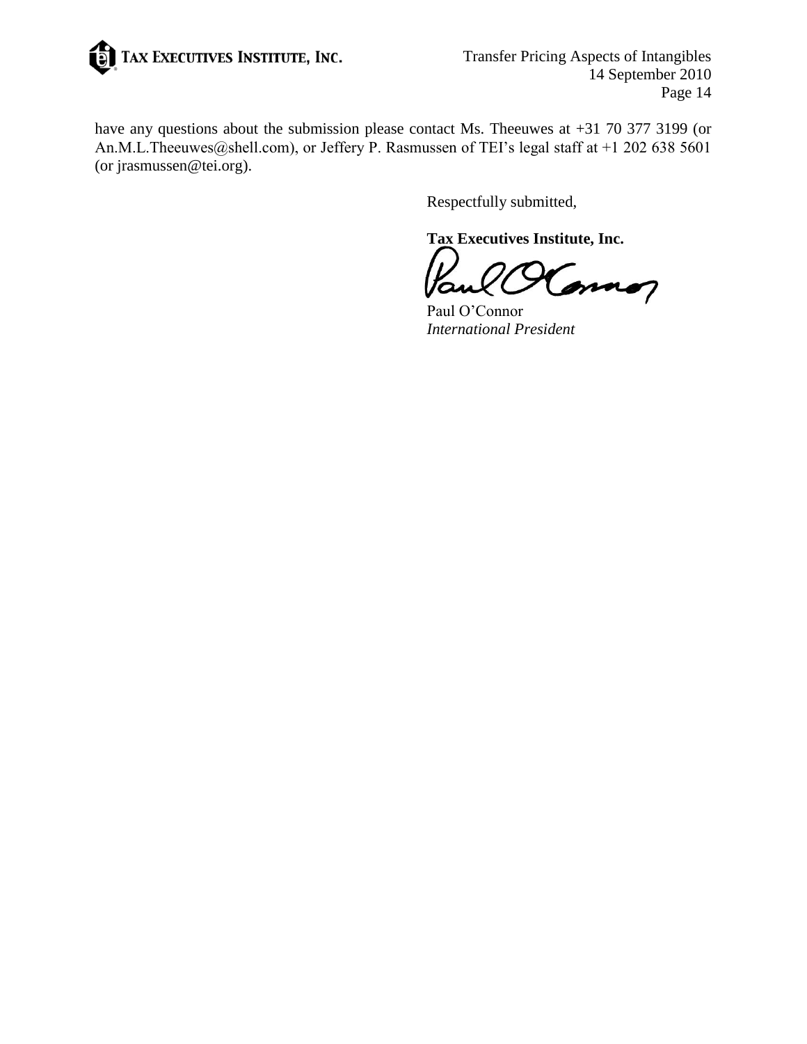have any questions about the submission please contact Ms. Theeuwes at +31 70 377 3199 (or An.M.L.Theeuwes@shell.com), or Jeffery P. Rasmussen of TEI's legal staff at +1 202 638 5601 (or jrasmussen@tei.org).

Respectfully submitted,

**Tax Executives Institute, Inc.**

Paul O'Connor
*International President*